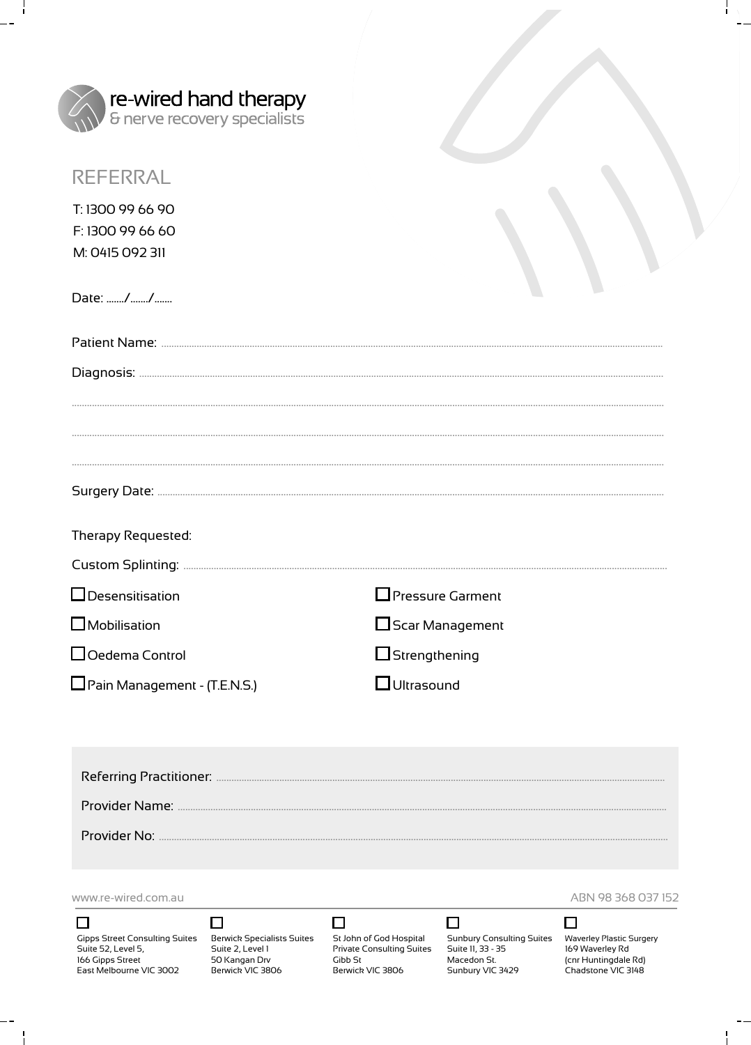re-wired hand therapy
& nerve recovery specialists

# REFERRAL

T: 1300 99 66 90
F: 1300 99 66 60
M: 0415 092 311

Date: ......./......./.......

Patient Name: ..................................................................................................

Diagnosis: ..................................................................................................

..................................................................................................

..................................................................................................

..................................................................................................

Surgery Date: ..................................................................................................

Therapy Requested:

Custom Splinting: ..................................................................................................

- ☐ Desensitisation
- ☐ Mobilisation
- ☐ Oedema Control
- ☐ Pain Management - (T.E.N.S.)
- ☐ Pressure Garment
- ☐ Scar Management
- ☐ Strengthening
- ☐ Ultrasound

Referring Practitioner: ..................................................................................................

Provider Name: ..................................................................................................

Provider No: ..................................................................................................

www.re-wired.com.au

ABN 98 368 037 152

- ☐ Gipps Street Consulting Suites, Suite 52, Level 5, 166 Gipps Street, East Melbourne VIC 3002
- ☐ Berwick Specialists Suites, Suite 2, Level 1, 50 Kangan Drv, Berwick VIC 3806
- ☐ St John of God Hospital Private Consulting Suites, Gibb St, Berwick VIC 3806
- ☐ Sunbury Consulting Suites, Suite 11, 33 - 35 Macedon St., Sunbury VIC 3429
- ☐ Waverley Plastic Surgery, 169 Waverley Rd (cnr Huntingdale Rd), Chadstone VIC 3148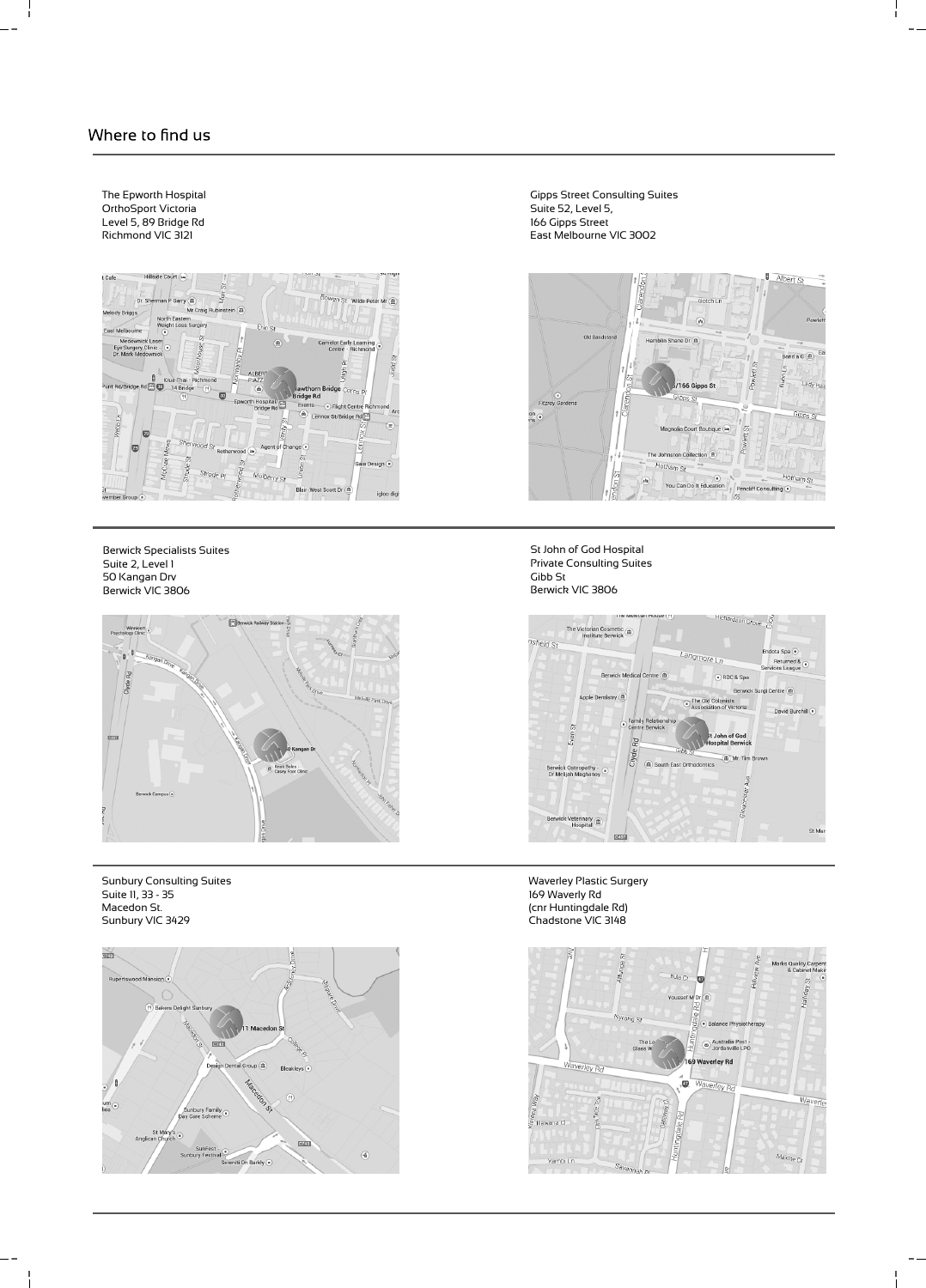## Where to find us

The Epworth Hospital
OrthoSport Victoria
Level 5, 89 Bridge Rd
Richmond VIC 3121

Gipps Street Consulting Suites
Suite 52, Level 5,
166 Gipps Street
East Melbourne VIC 3002

Berwick Specialists Suites
Suite 2, Level 1
50 Kangan Drv
Berwick VIC 3806

St John of God Hospital
Private Consulting Suites
Gibb St
Berwick VIC 3806

Sunbury Consulting Suites
Suite 11, 33 - 35
Macedon St.
Sunbury VIC 3429

Waverley Plastic Surgery
169 Waverly Rd
(cnr Huntingdale Rd)
Chadstone VIC 3148